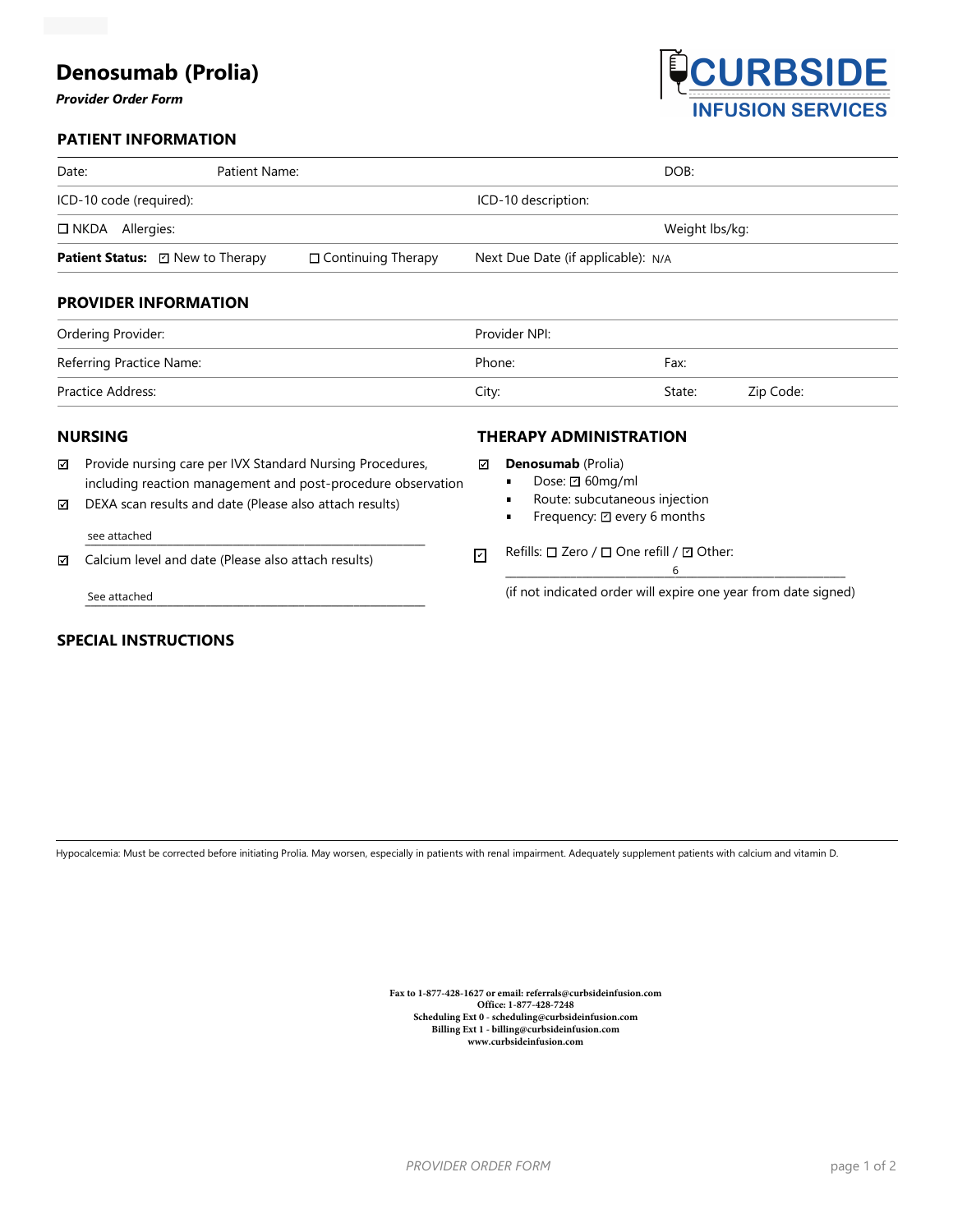# Denosumab (Prolia)

***Provider Order Form***

CURBSIDE INFUSION SERVICES

## PATIENT INFORMATION

Date: Patient Name: DOB:

ICD-10 code (required): ICD-10 description:

☐ NKDA Allergies: Weight lbs/kg:

**Patient Status:** ☑ New to Therapy ☐ Continuing Therapy Next Due Date (if applicable): N/A

## PROVIDER INFORMATION

Ordering Provider: Provider NPI:

Referring Practice Name: Phone: Fax:

Practice Address: City: State: Zip Code:

## NURSING

☑ Provide nursing care per IVX Standard Nursing Procedures, including reaction management and post-procedure observation

☑ DEXA scan results and date (Please also attach results)

see attached

☑ Calcium level and date (Please also attach results)

See attached

## THERAPY ADMINISTRATION

☑ **Denosumab** (Prolia)

- Dose: ☑ 60mg/ml
- Route: subcutaneous injection
- Frequency: ☑ every 6 months

☑ Refills: ☐ Zero / ☐ One refill / ☑ Other: 6

(if not indicated order will expire one year from date signed)

## SPECIAL INSTRUCTIONS

Hypocalcemia: Must be corrected before initiating Prolia. May worsen, especially in patients with renal impairment. Adequately supplement patients with calcium and vitamin D.

**Fax to 1-877-428-1627 or email: referrals@curbsideinfusion.com**
**Office: 1-877-428-7248**
**Scheduling Ext 0 - scheduling@curbsideinfusion.com**
**Billing Ext 1 - billing@curbsideinfusion.com**
**www.curbsideinfusion.com**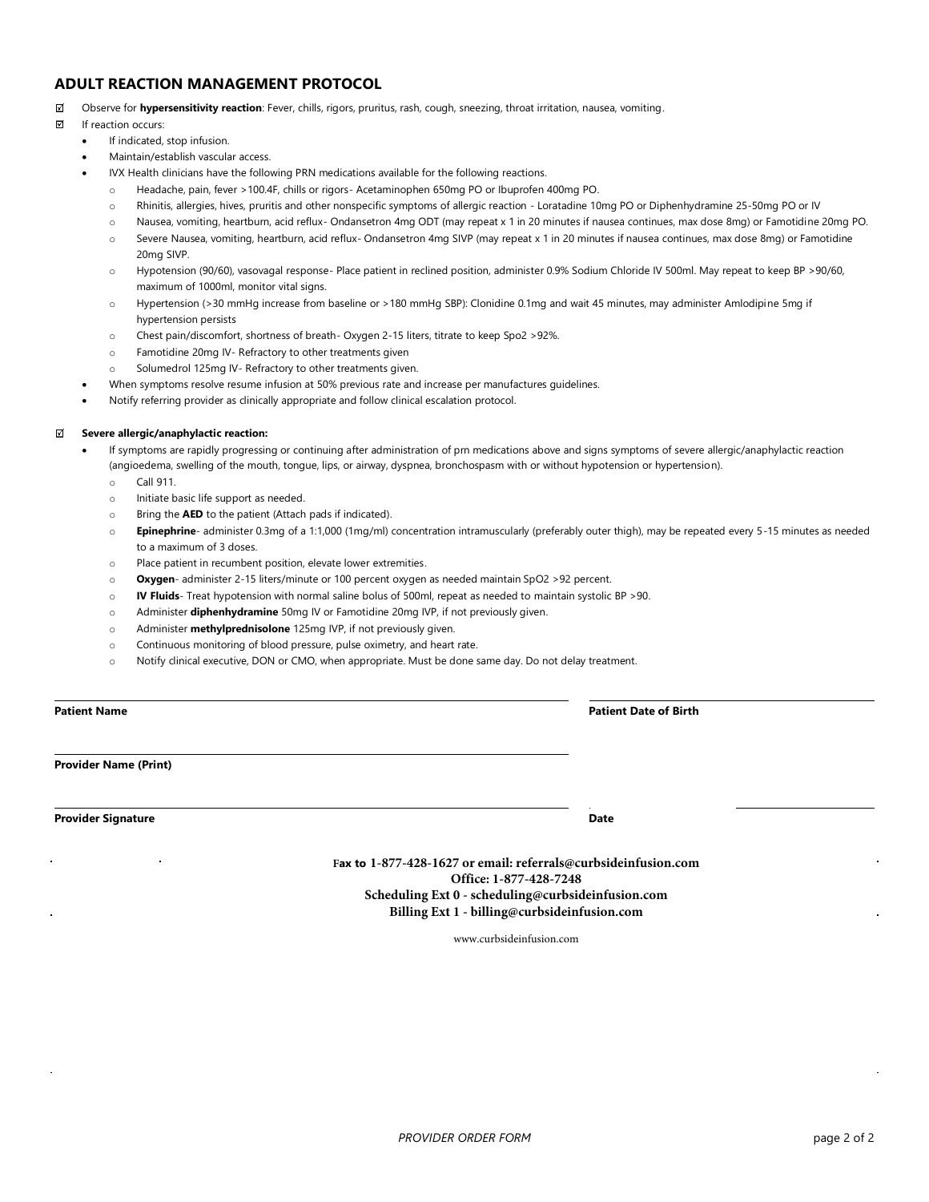## ADULT REACTION MANAGEMENT PROTOCOL

- ☑ Observe for **hypersensitivity reaction**: Fever, chills, rigors, pruritus, rash, cough, sneezing, throat irritation, nausea, vomiting.
- ☑ If reaction occurs:
  - If indicated, stop infusion.
  - Maintain/establish vascular access.
  - IVX Health clinicians have the following PRN medications available for the following reactions.
    - Headache, pain, fever >100.4F, chills or rigors- Acetaminophen 650mg PO or Ibuprofen 400mg PO.
    - Rhinitis, allergies, hives, pruritis and other nonspecific symptoms of allergic reaction - Loratadine 10mg PO or Diphenhydramine 25-50mg PO or IV
    - Nausea, vomiting, heartburn, acid reflux- Ondansetron 4mg ODT (may repeat x 1 in 20 minutes if nausea continues, max dose 8mg) or Famotidine 20mg PO.
    - Severe Nausea, vomiting, heartburn, acid reflux- Ondansetron 4mg SIVP (may repeat x 1 in 20 minutes if nausea continues, max dose 8mg) or Famotidine 20mg SIVP.
    - Hypotension (90/60), vasovagal response- Place patient in reclined position, administer 0.9% Sodium Chloride IV 500ml. May repeat to keep BP >90/60, maximum of 1000ml, monitor vital signs.
    - Hypertension (>30 mmHg increase from baseline or >180 mmHg SBP): Clonidine 0.1mg and wait 45 minutes, may administer Amlodipine 5mg if hypertension persists
    - Chest pain/discomfort, shortness of breath- Oxygen 2-15 liters, titrate to keep Spo2 >92%.
    - Famotidine 20mg IV- Refractory to other treatments given
    - Solumedrol 125mg IV- Refractory to other treatments given.
  - When symptoms resolve resume infusion at 50% previous rate and increase per manufactures guidelines.
  - Notify referring provider as clinically appropriate and follow clinical escalation protocol.

- ☑ **Severe allergic/anaphylactic reaction:**
  - If symptoms are rapidly progressing or continuing after administration of prn medications above and signs symptoms of severe allergic/anaphylactic reaction (angioedema, swelling of the mouth, tongue, lips, or airway, dyspnea, bronchospasm with or without hypotension or hypertension).
    - Call 911.
    - Initiate basic life support as needed.
    - Bring the **AED** to the patient (Attach pads if indicated).
    - **Epinephrine**- administer 0.3mg of a 1:1,000 (1mg/ml) concentration intramuscularly (preferably outer thigh), may be repeated every 5-15 minutes as needed to a maximum of 3 doses.
    - Place patient in recumbent position, elevate lower extremities.
    - **Oxygen**- administer 2-15 liters/minute or 100 percent oxygen as needed maintain SpO2 >92 percent.
    - **IV Fluids**- Treat hypotension with normal saline bolus of 500ml, repeat as needed to maintain systolic BP >90.
    - Administer **diphenhydramine** 50mg IV or Famotidine 20mg IVP, if not previously given.
    - Administer **methylprednisolone** 125mg IVP, if not previously given.
    - Continuous monitoring of blood pressure, pulse oximetry, and heart rate.
    - Notify clinical executive, DON or CMO, when appropriate. Must be done same day. Do not delay treatment.

**Patient Name** ______________________ **Patient Date of Birth** ______________________

**Provider Name (Print)** ______________________

**Provider Signature** ______________________ **Date** ______________________

**Fax to 1-877-428-1627 or email: referrals@curbsideinfusion.com**
**Office: 1-877-428-7248**
**Scheduling Ext 0 - scheduling@curbsideinfusion.com**
**Billing Ext 1 - billing@curbsideinfusion.com**

www.curbsideinfusion.com

*PROVIDER ORDER FORM*